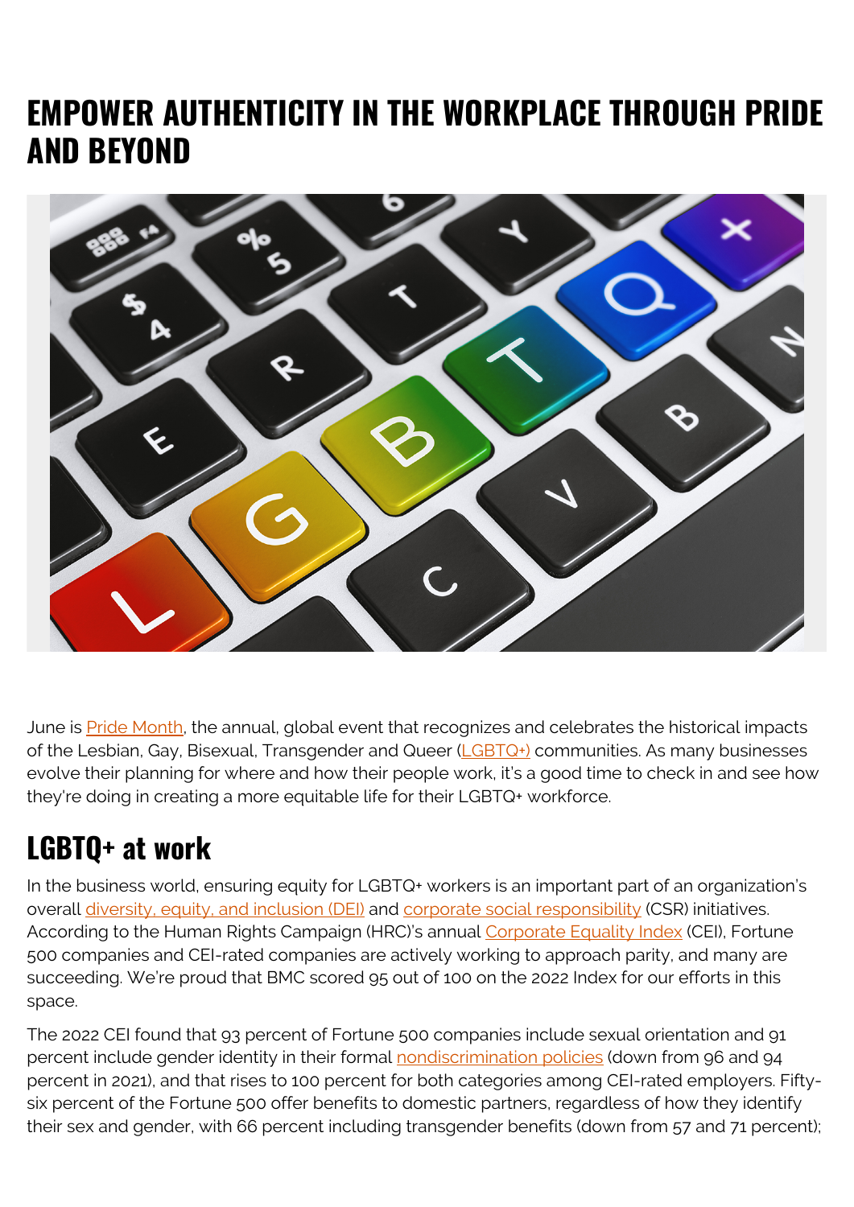# EMPOWER AUTHENTICITY IN THE WORKPLACE THROUGH PRIDE AND BEYOND

June is Pride Month, the annual, global event that recognizes and celebrates the historical impacts of the Lesbian, Gay, Bisexual, Transgender and Queer (LGBTQ+) communities. As many businesses evolve their planning for where and how their people work, it's a good time to check in and see how they're doing in creating a more equitable life for their LGBTQ+ workforce.

## LGBTQ+ at work

In the business world, ensuring equity for LGBTQ+ workers is an important part of an organization's overall diversity, equity, and inclusion (DEI) and corporate social responsibility (CSR) initiatives. According to the Human Rights Campaign (HRC)'s annual Corporate Equality Index (CEI), Fortune 500 companies and CEI-rated companies are actively working to approach parity, and many are succeeding. We're proud that BMC scored 95 out of 100 on the 2022 Index for our efforts in this space.

The 2022 CEI found that 93 percent of Fortune 500 companies include sexual orientation and 91 percent include gender identity in their formal nondiscrimination policies (down from 96 and 94 percent in 2021), and that rises to 100 percent for both categories among CEI-rated employers. Fifty-six percent of the Fortune 500 offer benefits to domestic partners, regardless of how they identify their sex and gender, with 66 percent including transgender benefits (down from 57 and 71 percent);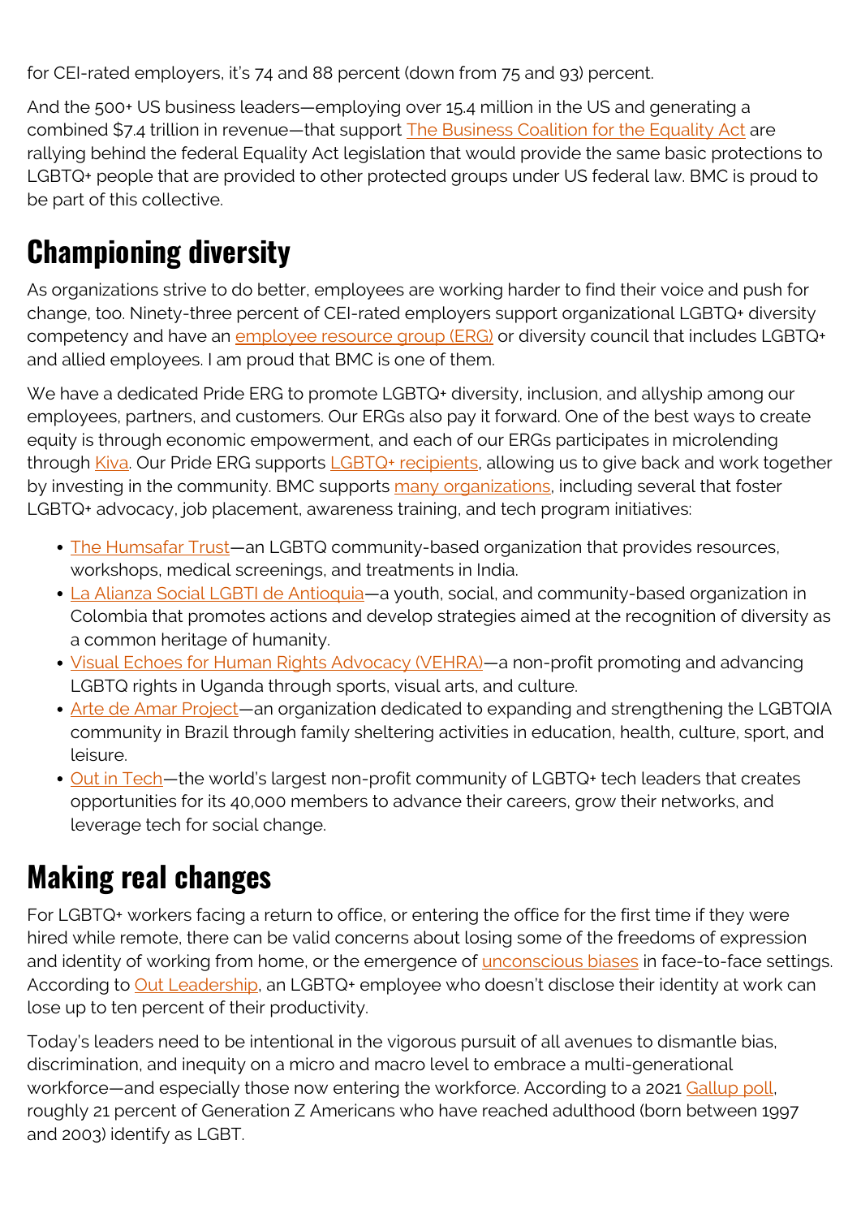for CEI-rated employers, it's 74 and 88 percent (down from 75 and 93) percent.

And the 500+ US business leaders—employing over 15.4 million in the US and generating a combined $7.4 trillion in revenue—that support The Business Coalition for the Equality Act are rallying behind the federal Equality Act legislation that would provide the same basic protections to LGBTQ+ people that are provided to other protected groups under US federal law. BMC is proud to be part of this collective.

## Championing diversity

As organizations strive to do better, employees are working harder to find their voice and push for change, too. Ninety-three percent of CEI-rated employers support organizational LGBTQ+ diversity competency and have an employee resource group (ERG) or diversity council that includes LGBTQ+ and allied employees. I am proud that BMC is one of them.

We have a dedicated Pride ERG to promote LGBTQ+ diversity, inclusion, and allyship among our employees, partners, and customers. Our ERGs also pay it forward. One of the best ways to create equity is through economic empowerment, and each of our ERGs participates in microlending through Kiva. Our Pride ERG supports LGBTQ+ recipients, allowing us to give back and work together by investing in the community. BMC supports many organizations, including several that foster LGBTQ+ advocacy, job placement, awareness training, and tech program initiatives:

- The Humsafar Trust—an LGBTQ community-based organization that provides resources, workshops, medical screenings, and treatments in India.
- La Alianza Social LGBTI de Antioquia—a youth, social, and community-based organization in Colombia that promotes actions and develop strategies aimed at the recognition of diversity as a common heritage of humanity.
- Visual Echoes for Human Rights Advocacy (VEHRA)—a non-profit promoting and advancing LGBTQ rights in Uganda through sports, visual arts, and culture.
- Arte de Amar Project—an organization dedicated to expanding and strengthening the LGBTQIA community in Brazil through family sheltering activities in education, health, culture, sport, and leisure.
- Out in Tech—the world's largest non-profit community of LGBTQ+ tech leaders that creates opportunities for its 40,000 members to advance their careers, grow their networks, and leverage tech for social change.

## Making real changes

For LGBTQ+ workers facing a return to office, or entering the office for the first time if they were hired while remote, there can be valid concerns about losing some of the freedoms of expression and identity of working from home, or the emergence of unconscious biases in face-to-face settings. According to Out Leadership, an LGBTQ+ employee who doesn't disclose their identity at work can lose up to ten percent of their productivity.

Today's leaders need to be intentional in the vigorous pursuit of all avenues to dismantle bias, discrimination, and inequity on a micro and macro level to embrace a multi-generational workforce—and especially those now entering the workforce. According to a 2021 Gallup poll, roughly 21 percent of Generation Z Americans who have reached adulthood (born between 1997 and 2003) identify as LGBT.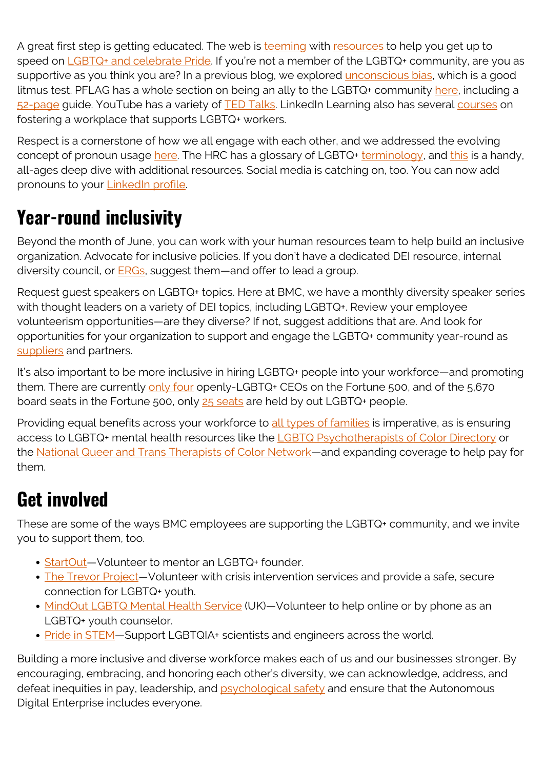A great first step is getting educated. The web is teeming with resources to help you get up to speed on LGBTQ+ and celebrate Pride. If you're not a member of the LGBTQ+ community, are you as supportive as you think you are? In a previous blog, we explored unconscious bias, which is a good litmus test. PFLAG has a whole section on being an ally to the LGBTQ+ community here, including a 52-page guide. YouTube has a variety of TED Talks. LinkedIn Learning also has several courses on fostering a workplace that supports LGBTQ+ workers.

Respect is a cornerstone of how we all engage with each other, and we addressed the evolving concept of pronoun usage here. The HRC has a glossary of LGBTQ+ terminology, and this is a handy, all-ages deep dive with additional resources. Social media is catching on, too. You can now add pronouns to your LinkedIn profile.

## Year-round inclusivity

Beyond the month of June, you can work with your human resources team to help build an inclusive organization. Advocate for inclusive policies. If you don't have a dedicated DEI resource, internal diversity council, or ERGs, suggest them—and offer to lead a group.

Request guest speakers on LGBTQ+ topics. Here at BMC, we have a monthly diversity speaker series with thought leaders on a variety of DEI topics, including LGBTQ+. Review your employee volunteerism opportunities—are they diverse? If not, suggest additions that are. And look for opportunities for your organization to support and engage the LGBTQ+ community year-round as suppliers and partners.

It's also important to be more inclusive in hiring LGBTQ+ people into your workforce—and promoting them. There are currently only four openly-LGBTQ+ CEOs on the Fortune 500, and of the 5,670 board seats in the Fortune 500, only 25 seats are held by out LGBTQ+ people.

Providing equal benefits across your workforce to all types of families is imperative, as is ensuring access to LGBTQ+ mental health resources like the LGBTQ Psychotherapists of Color Directory or the National Queer and Trans Therapists of Color Network—and expanding coverage to help pay for them.

## Get involved

These are some of the ways BMC employees are supporting the LGBTQ+ community, and we invite you to support them, too.

- StartOut—Volunteer to mentor an LGBTQ+ founder.
- The Trevor Project—Volunteer with crisis intervention services and provide a safe, secure connection for LGBTQ+ youth.
- MindOut LGBTQ Mental Health Service (UK)—Volunteer to help online or by phone as an LGBTQ+ youth counselor.
- Pride in STEM—Support LGBTQIA+ scientists and engineers across the world.

Building a more inclusive and diverse workforce makes each of us and our businesses stronger. By encouraging, embracing, and honoring each other's diversity, we can acknowledge, address, and defeat inequities in pay, leadership, and psychological safety and ensure that the Autonomous Digital Enterprise includes everyone.